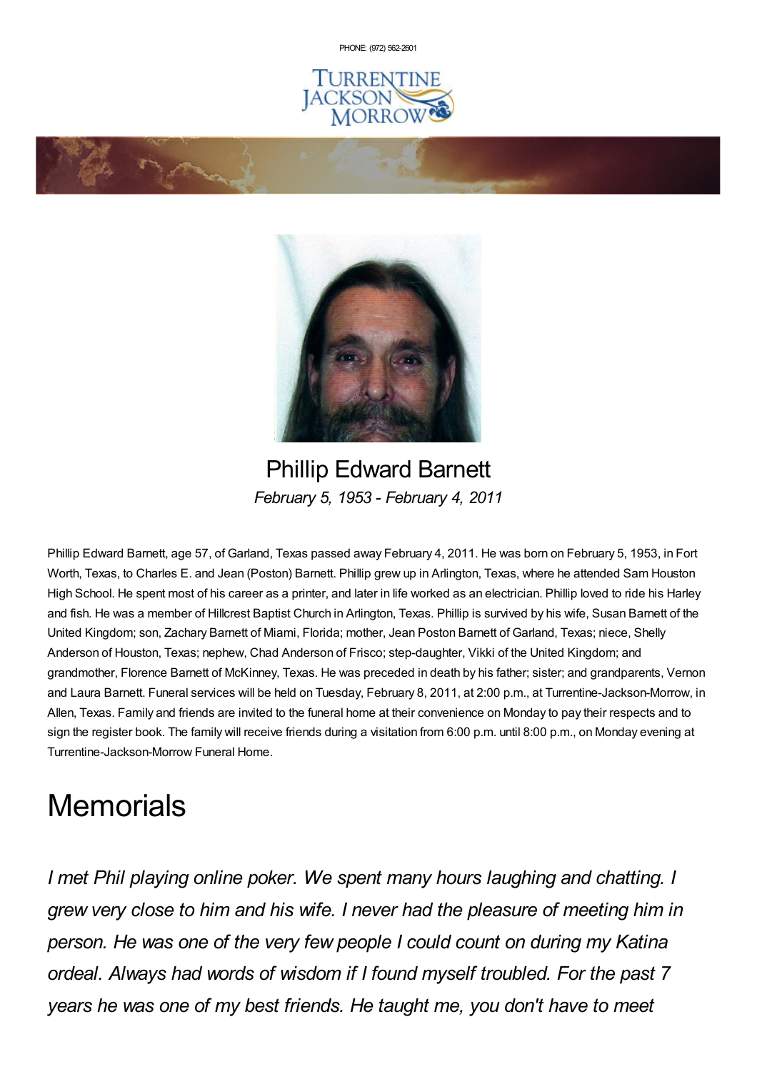PHONE: (972) 562-2601

# Phillip Edward Barnett

*February 5, 1953 - February 4, 2011*

Phillip Edward Barnett, age 57, of Garland, Texas passed away February 4, 2011. He was born on February 5, 1953, in Fort Worth, Texas, to Charles E. and Jean (Poston) Barnett. Phillip grew up in Arlington, Texas, where he attended Sam Houston High School. He spent most of his career as a printer, and later in life worked as an electrician. Phillip loved to ride his Harley and fish. He was a member of Hillcrest Baptist Church in Arlington, Texas. Phillip is survived by his wife, Susan Barnett of the United Kingdom; son, Zachary Barnett of Miami, Florida; mother, Jean Poston Barnett of Garland, Texas; niece, Shelly Anderson of Houston, Texas; nephew, Chad Anderson of Frisco; step-daughter, Vikki of the United Kingdom; and grandmother, Florence Barnett of McKinney, Texas. He was preceded in death by his father; sister; and grandparents, Vernon and Laura Barnett. Funeral services will be held on Tuesday, February 8, 2011, at 2:00 p.m., at Turrentine-Jackson-Morrow, in Allen, Texas. Family and friends are invited to the funeral home at their convenience on Monday to pay their respects and to sign the register book. The family will receive friends during a visitation from 6:00 p.m. until 8:00 p.m., on Monday evening at Turrentine-Jackson-Morrow Funeral Home.

# Memorials

*I met Phil playing online poker. We spent many hours laughing and chatting. I grew very close to him and his wife. I never had the pleasure of meeting him in person. He was one of the very few people I could count on during my Katina ordeal. Always had words of wisdom if I found myself troubled. For the past 7 years he was one of my best friends. He taught me, you don't have to meet*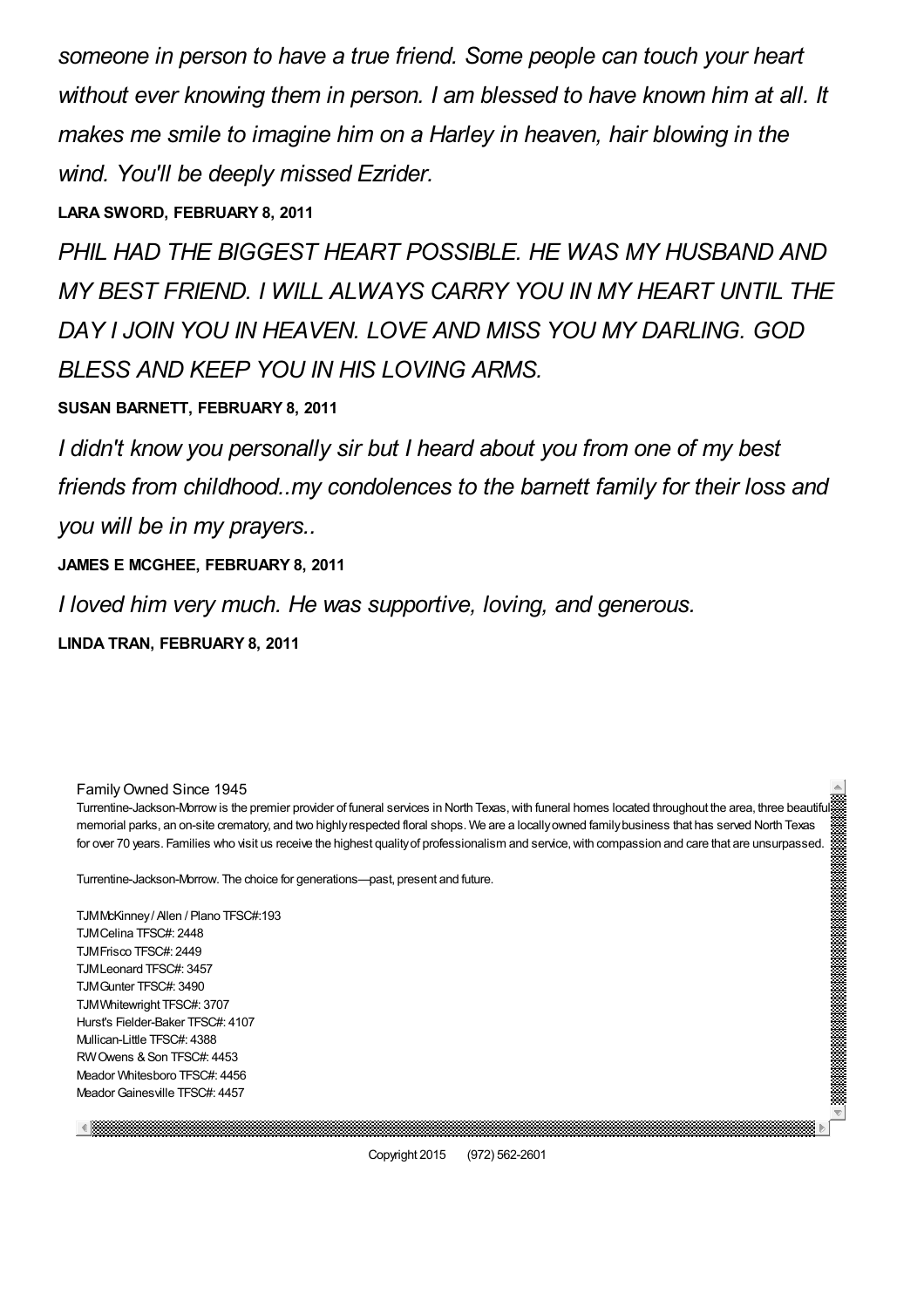*someone in person to have a true friend. Some people can touch your heart without ever knowing them in person. I am blessed to have known him at all. It makes me smile to imagine him on a Harley in heaven, hair blowing in the wind. You'll be deeply missed Ezrider.*

**LARA SWORD, FEBRUARY 8, 2011**

*PHIL HAD THE BIGGEST HEART POSSIBLE. HE WAS MY HUSBAND AND MY BEST FRIEND. I WILL ALWAYS CARRY YOU IN MY HEART UNTIL THE DAY I JOIN YOU IN HEAVEN. LOVE AND MISS YOU MY DARLING. GOD BLESS AND KEEP YOU IN HIS LOVING ARMS.*

**SUSAN BARNETT, FEBRUARY 8, 2011**

*I didn't know you personally sir but I heard about you from one of my best friends from childhood..my condolences to the barnett family for their loss and you will be in my prayers..*

**JAMES E MCGHEE, FEBRUARY 8, 2011**

*I loved him very much. He was supportive, loving, and generous.*

**LINDA TRAN, FEBRUARY 8, 2011**

Family Owned Since 1945

Turrentine-Jackson-Morrow is the premier provider of funeral services in North Texas, with funeral homes located throughout the area, three beautiful memorial parks, an on-site crematory, and two highly respected floral shops. We are a locally owned family business that has served North Texas for over 70 years. Families who visit us receive the highest quality of professionalism and service, with compassion and care that are unsurpassed.

Turrentine-Jackson-Morrow. The choice for generations—past, present and future.

TJM McKinney / Allen / Plano TFSC#:193
TJM Celina TFSC#: 2448
TJM Frisco TFSC#: 2449
TJM Leonard TFSC#: 3457
TJM Gunter TFSC#: 3490
TJM Whitewright TFSC#: 3707
Hurst's Fielder-Baker TFSC#: 4107
Mullican-Little TFSC#: 4388
RW Owens & Son TFSC#: 4453
Meador Whitesboro TFSC#: 4456
Meador Gainesville TFSC#: 4457

Copyright 2015 (972) 562-2601